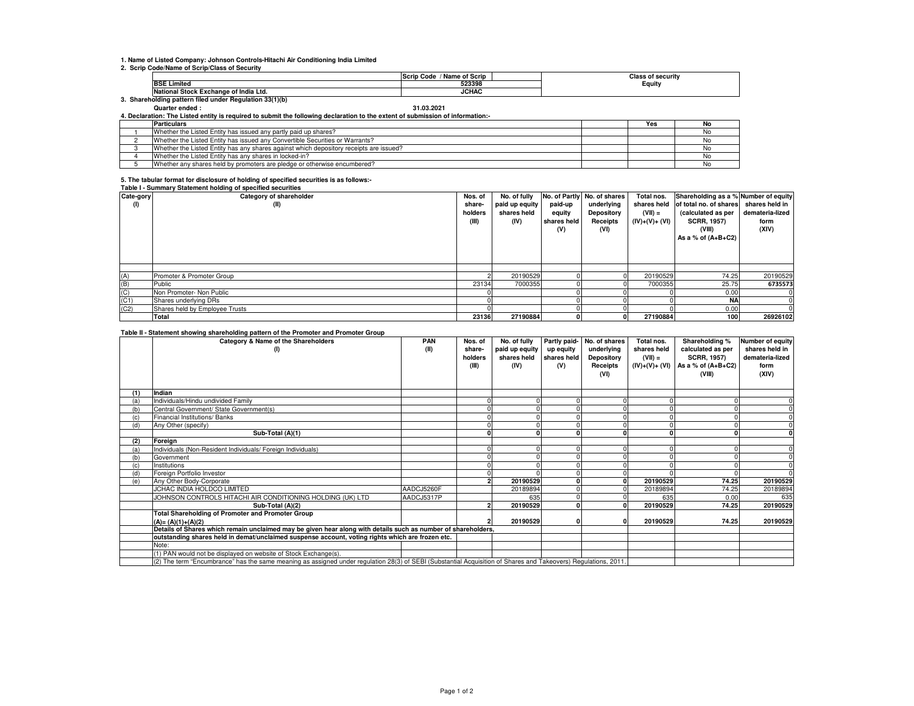1. Name of Listed Company: Johnson Controls-Hitachi Air Conditioning India Limited

2. Scrip Code/Name of Scrip/Class of Security

| | Scrip Code / Name of Scrip | Class of security |
|---|---|---|
| BSE Limited | 523398 | Equity |
| National Stock Exchange of India Ltd. | JCHAC | |

3. Shareholding pattern filed under Regulation 33(1)(b)

Quarter ended : 31.03.2021

4. Declaration: The Listed entity is required to submit the following declaration to the extent of submission of information:-

| | Particulars | Yes | No |
|---|---|---|---|
| 1 | Whether the Listed Entity has issued any partly paid up shares? | | No |
| 2 | Whether the Listed Entity has issued any Convertible Securities or Warrants? | | No |
| 3 | Whether the Listed Entity has any shares against which depository receipts are issued? | | No |
| 4 | Whether the Listed Entity has any shares in locked-in? | | No |
| 5 | Whether any shares held by promoters are pledge or otherwise encumbered? | | No |

5. The tabular format for disclosure of holding of specified securities is as follows:-

Table I - Summary Statement holding of specified securities

| Cate-gory (I) | Category of shareholder (II) | Nos. of share-holders (III) | No. of fully paid up equity shares held (IV) | No. of Partly paid-up equity shares held (V) | No. of shares underlying Depository Receipts (VI) | Total nos. shares held (VII) = (IV)+(V)+ (VI) | Shareholding as a % of total no. of shares (calculated as per SCRR, 1957) (VIII) As a % of (A+B+C2) | Number of equity shares held in demateria-lized form (XIV) |
|---|---|---|---|---|---|---|---|---|
| (A) | Promoter & Promoter Group | 2 | 20190529 | 0 | 0 | 20190529 | 74.25 | 20190529 |
| (B) | Public | 23134 | 7000355 | 0 | 0 | 7000355 | 25.75 | 6735573 |
| (C) | Non Promoter- Non Public | 0 | | 0 | 0 | 0 | 0.00 | 0 |
| (C1) | Shares underlying DRs | 0 | | 0 | 0 | 0 | NA | 0 |
| (C2) | Shares held by Employee Trusts | 0 | | 0 | 0 | 0 | 0.00 | 0 |
| | **Total** | **23136** | **27190884** | **0** | **0** | **27190884** | **100** | **26926102** |

Table II - Statement showing shareholding pattern of the Promoter and Promoter Group

| | Category & Name of the Shareholders (I) | PAN (II) | Nos. of share-holders (III) | No. of fully paid up equity shares held (IV) | Partly paid-up equity shares held (V) | No. of shares underlying Depository Receipts (VI) | Total nos. shares held (VII) = (IV)+(V)+ (VI) | Shareholding % calculated as per SCRR, 1957) As a % of (A+B+C2) (VIII) | Number of equity shares held in demateria-lized form (XIV) |
|---|---|---|---|---|---|---|---|---|---|
| **(1)** | **Indian** | | | | | | | | |
| (a) | Individuals/Hindu undivided Family | | 0 | 0 | 0 | 0 | 0 | 0 | 0 |
| (b) | Central Government/ State Government(s) | | 0 | 0 | 0 | 0 | 0 | 0 | 0 |
| (c) | Financial Institutions/ Banks | | 0 | 0 | 0 | 0 | 0 | 0 | 0 |
| (d) | Any Other (specify) | | 0 | 0 | 0 | 0 | 0 | 0 | 0 |
| | **Sub-Total (A)(1)** | | **0** | **0** | **0** | **0** | **0** | **0** | **0** |
| **(2)** | **Foreign** | | | | | | | | |
| (a) | Individuals (Non-Resident Individuals/ Foreign Individuals) | | 0 | 0 | 0 | 0 | 0 | 0 | 0 |
| (b) | Government | | 0 | 0 | 0 | 0 | 0 | 0 | 0 |
| (c) | Institutions | | 0 | 0 | 0 | 0 | 0 | 0 | 0 |
| (d) | Foreign Portfolio Investor | | 0 | 0 | 0 | 0 | 0 | 0 | 0 |
| (e) | Any Other Body-Corporate | | **2** | **20190529** | **0** | **0** | **20190529** | **74.25** | **20190529** |
| | JCHAC INDIA HOLDCO LIMITED | AADCJ5260F | | 20189894 | 0 | 0 | 20189894 | 74.25 | 20189894 |
| | JOHNSON CONTROLS HITACHI AIR CONDITIONING HOLDING (UK) LTD | AADCJ5317P | | 635 | 0 | 0 | 635 | 0.00 | 635 |
| | **Sub-Total (A)(2)** | | **2** | **20190529** | **0** | **0** | **20190529** | **74.25** | **20190529** |
| | **Total Shareholding of Promoter and Promoter Group (A)= (A)(1)+(A)(2)** | | **2** | **20190529** | **0** | **0** | **20190529** | **74.25** | **20190529** |
| | **Details of Shares which remain unclaimed may be given hear along with details such as number of shareholders, outstanding shares held in demat/unclaimed suspense account, voting rights which are frozen etc.** | | | | | | | | |
| | Note: | | | | | | | | |
| | (1) PAN would not be displayed on website of Stock Exchange(s). | | | | | | | | |
| | (2) The term "Encumbrance" has the same meaning as assigned under regulation 28(3) of SEBI (Substantial Acquisition of Shares and Takeovers) Regulations, 2011. | | | | | | | | |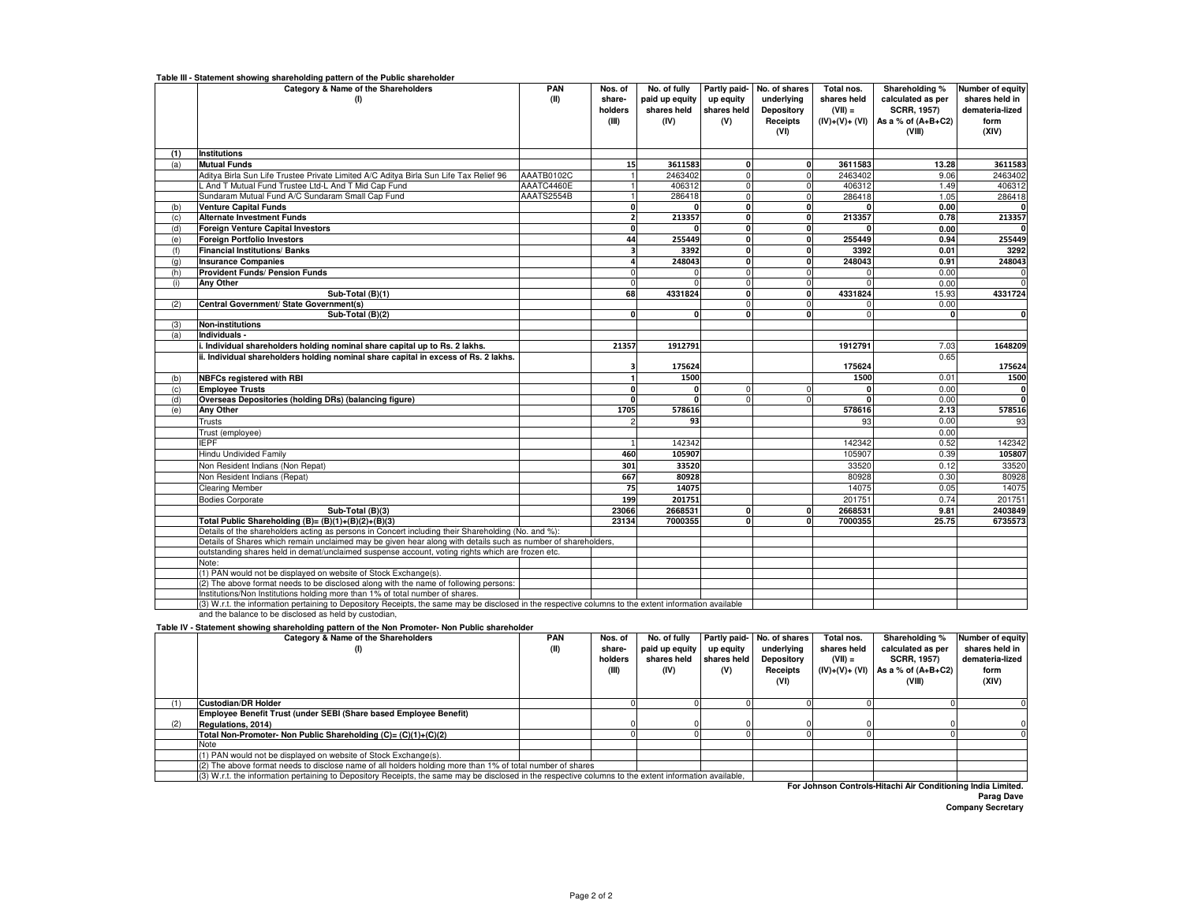**Table III - Statement showing shareholding pattern of the Public shareholder**

| | Category & Name of the Shareholders (I) | PAN (II) | Nos. of share-holders (III) | No. of fully paid up equity shares held (IV) | Partly paid-up equity shares held (V) | No. of shares underlying Depository Receipts (VI) | Total nos. shares held (VII) = (IV)+(V)+ (VI) | Shareholding % calculated as per SCRR, 1957) As a % of (A+B+C2) (VIII) | Number of equity shares held in demateria-lized form (XIV) |
|---|---|---|---|---|---|---|---|---|---|
| (1) | **Institutions** | | | | | | | | |
| (a) | **Mutual Funds** | | 15 | 3611583 | 0 | 0 | 3611583 | 13.28 | 3611583 |
| | Aditya Birla Sun Life Trustee Private Limited A/C Aditya Birla Sun Life Tax Relief 96 | AAATB0102C | 1 | 2463402 | 0 | 0 | 2463402 | 9.06 | 2463402 |
| | L And T Mutual Fund Trustee Ltd-L And T Mid Cap Fund | AAATC4460E | 1 | 406312 | 0 | 0 | 406312 | 1.49 | 406312 |
| | Sundaram Mutual Fund A/C Sundaram Small Cap Fund | AAATS2554B | 1 | 286418 | 0 | 0 | 286418 | 1.05 | 286418 |
| (b) | **Venture Capital Funds** | | 0 | 0 | 0 | 0 | 0 | 0.00 | 0 |
| (c) | **Alternate Investment Funds** | | 2 | 213357 | 0 | 0 | 213357 | 0.78 | 213357 |
| (d) | **Foreign Venture Capital Investors** | | 0 | 0 | 0 | 0 | 0 | 0.00 | 0 |
| (e) | **Foreign Portfolio Investors** | | 44 | 255449 | 0 | 0 | 255449 | 0.94 | 255449 |
| (f) | **Financial Institutions/ Banks** | | 3 | 3392 | 0 | 0 | 3392 | 0.01 | 3292 |
| (g) | **Insurance Companies** | | 4 | 248043 | 0 | 0 | 248043 | 0.91 | 248043 |
| (h) | **Provident Funds/ Pension Funds** | | 0 | 0 | 0 | 0 | 0 | 0.00 | 0 |
| (i) | **Any Other** | | 0 | 0 | 0 | 0 | 0 | 0.00 | 0 |
| | **Sub-Total (B)(1)** | | 68 | 4331824 | 0 | 0 | 4331824 | 15.93 | 4331724 |
| (2) | **Central Government/ State Government(s)** | | | | 0 | 0 | 0 | 0.00 | |
| | **Sub-Total (B)(2)** | | 0 | 0 | 0 | 0 | 0 | 0 | 0 |
| (3) | **Non-institutions** | | | | | | | | |
| (a) | **Individuals -** | | | | | | | | |
| | **i. Individual shareholders holding nominal share capital up to Rs. 2 lakhs.** | | 21357 | 1912791 | | | 1912791 | 7.03 | 1648209 |
| | **ii. Individual shareholders holding nominal share capital in excess of Rs. 2 lakhs.** | | 3 | 175624 | | | 175624 | 0.65 | 175624 |
| (b) | **NBFCs registered with RBI** | | 1 | 1500 | | | 1500 | 0.01 | 1500 |
| (c) | **Employee Trusts** | | 0 | 0 | 0 | 0 | 0 | 0.00 | 0 |
| (d) | **Overseas Depositories (holding DRs) (balancing figure)** | | 0 | 0 | 0 | 0 | 0 | 0.00 | 0 |
| (e) | **Any Other** | | 1705 | 578616 | | | 578616 | 2.13 | 578516 |
| | Trusts | | 2 | 93 | | | 93 | 0.00 | 93 |
| | Trust (employee) | | | | | | | 0.00 | |
| | IEPF | | 1 | 142342 | | | 142342 | 0.52 | 142342 |
| | Hindu Undivided Family | | 460 | 105907 | | | 105907 | 0.39 | 105807 |
| | Non Resident Indians (Non Repat) | | 301 | 33520 | | | 33520 | 0.12 | 33520 |
| | Non Resident Indians (Repat) | | 667 | 80928 | | | 80928 | 0.30 | 80928 |
| | Clearing Member | | 75 | 14075 | | | 14075 | 0.05 | 14075 |
| | Bodies Corporate | | 199 | 201751 | | | 201751 | 0.74 | 201751 |
| | **Sub-Total (B)(3)** | | 23066 | 2668531 | 0 | 0 | 2668531 | 9.81 | 2403849 |
| | **Total Public Shareholding (B)= (B)(1)+(B)(2)+(B)(3)** | | 23134 | 7000355 | 0 | 0 | 7000355 | 25.75 | 6735573 |

Details of the shareholders acting as persons in Concert including their Shareholding (No. and %):

Details of Shares which remain unclaimed may be given hear along with details such as number of shareholders, outstanding shares held in demat/unclaimed suspense account, voting rights which are frozen etc.

Note:

(1) PAN would not be displayed on website of Stock Exchange(s).

(2) The above format needs to be disclosed along with the name of following persons: Institutions/Non Institutions holding more than 1% of total number of shares.

(3) W.r.t. the information pertaining to Depository Receipts, the same may be disclosed in the respective columns to the extent information available and the balance to be disclosed as held by custodian,

**Table IV - Statement showing shareholding pattern of the Non Promoter- Non Public shareholder**

| | Category & Name of the Shareholders (I) | PAN (II) | Nos. of share-holders (III) | No. of fully paid up equity shares held (IV) | Partly paid-up equity shares held (V) | No. of shares underlying Depository Receipts (VI) | Total nos. shares held (VII) = (IV)+(V)+ (VI) | Shareholding % calculated as per SCRR, 1957) As a % of (A+B+C2) (VIII) | Number of equity shares held in demateria-lized form (XIV) |
|---|---|---|---|---|---|---|---|---|---|
| (1) | **Custodian/DR Holder** | | 0 | 0 | 0 | 0 | 0 | 0 | 0 |
| (2) | **Employee Benefit Trust (under SEBI (Share based Employee Benefit) Regulations, 2014)** | | 0 | 0 | 0 | 0 | 0 | 0 | 0 |
| | **Total Non-Promoter- Non Public Shareholding (C)= (C)(1)+(C)(2)** | | 0 | 0 | 0 | 0 | 0 | 0 | 0 |

Note

(1) PAN would not be displayed on website of Stock Exchange(s).

(2) The above format needs to disclose name of all holders holding more than 1% of total number of shares

(3) W.r.t. the information pertaining to Depository Receipts, the same may be disclosed in the respective columns to the extent information available,

**For Johnson Controls-Hitachi Air Conditioning India Limited.**

**Parag Dave**

**Company Secretary**